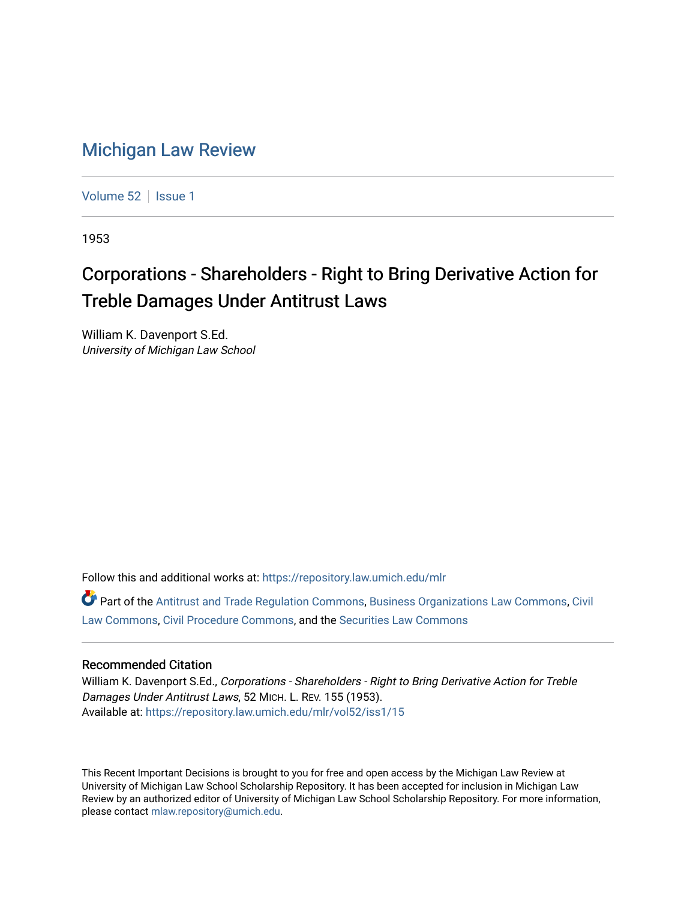# Michigan Law Review

Volume 52 | Issue 1

1953

## Corporations - Shareholders - Right to Bring Derivative Action for Treble Damages Under Antitrust Laws

William K. Davenport S.Ed.
*University of Michigan Law School*

Follow this and additional works at: https://repository.law.umich.edu/mlr

Part of the Antitrust and Trade Regulation Commons, Business Organizations Law Commons, Civil Law Commons, Civil Procedure Commons, and the Securities Law Commons

### Recommended Citation

William K. Davenport S.Ed., *Corporations - Shareholders - Right to Bring Derivative Action for Treble Damages Under Antitrust Laws*, 52 MICH. L. REV. 155 (1953).
Available at: https://repository.law.umich.edu/mlr/vol52/iss1/15

This Recent Important Decisions is brought to you for free and open access by the Michigan Law Review at University of Michigan Law School Scholarship Repository. It has been accepted for inclusion in Michigan Law Review by an authorized editor of University of Michigan Law School Scholarship Repository. For more information, please contact mlaw.repository@umich.edu.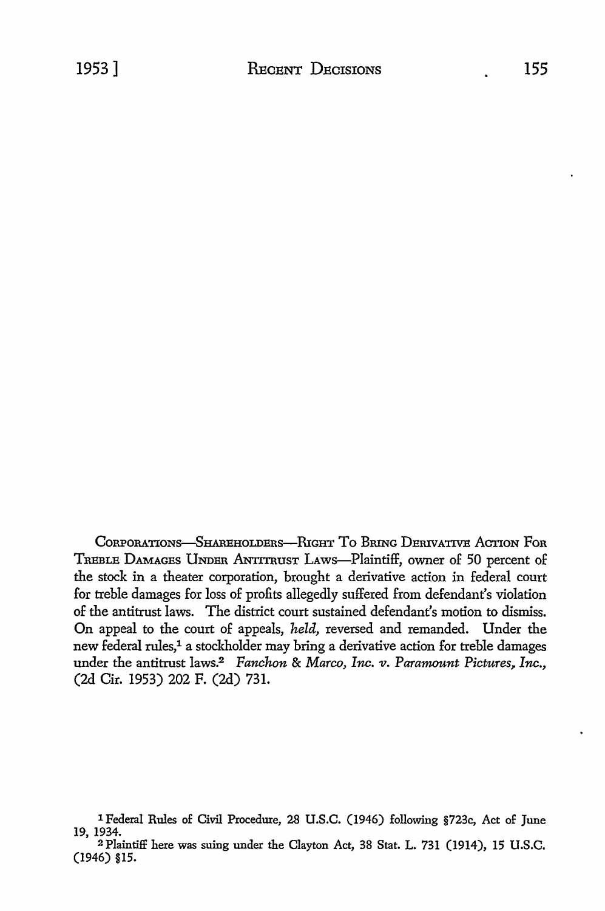CORPORATIONS—SHAREHOLDERS—RIGHT TO BRING DERIVATIVE ACTION FOR TREBLE DAMAGES UNDER ANTITRUST LAWS—Plaintiff, owner of 50 percent of the stock in a theater corporation, brought a derivative action in federal court for treble damages for loss of profits allegedly suffered from defendant's violation of the antitrust laws. The district court sustained defendant's motion to dismiss. On appeal to the court of appeals, *held,* reversed and remanded. Under the new federal rules,[1] a stockholder may bring a derivative action for treble damages under the antitrust laws.[2] *Fanchon & Marco, Inc. v. Paramount Pictures, Inc.,* (2d Cir. 1953) 202 F. (2d) 731.

---

[1] Federal Rules of Civil Procedure, 28 U.S.C. (1946) following §723c, Act of June 19, 1934.

[2] Plaintiff here was suing under the Clayton Act, 38 Stat. L. 731 (1914), 15 U.S.C. (1946) §15.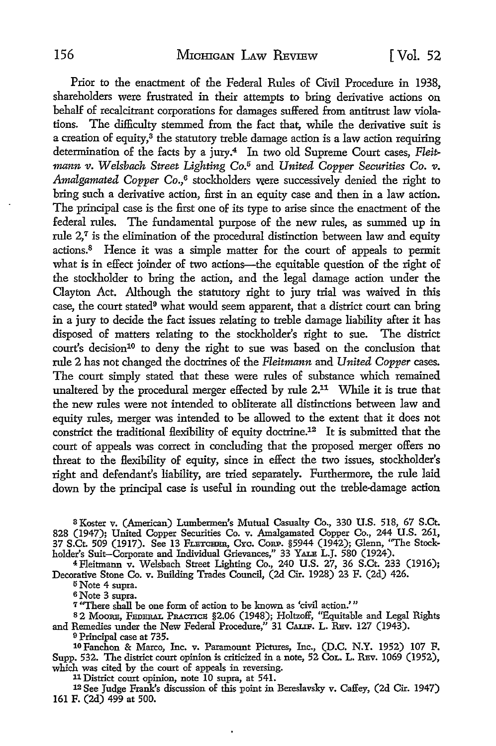Prior to the enactment of the Federal Rules of Civil Procedure in 1938, shareholders were frustrated in their attempts to bring derivative actions on behalf of recalcitrant corporations for damages suffered from antitrust law violations. The difficulty stemmed from the fact that, while the derivative suit is a creation of equity,[3] the statutory treble damage action is a law action requiring determination of the facts by a jury.[4] In two old Supreme Court cases, *Fleitmann v. Welsbach Street Lighting Co.*[5] and *United Copper Securities Co. v. Amalgamated Copper Co.*,[6] stockholders were successively denied the right to bring such a derivative action, first in an equity case and then in a law action. The principal case is the first one of its type to arise since the enactment of the federal rules. The fundamental purpose of the new rules, as summed up in rule 2,[7] is the elimination of the procedural distinction between law and equity actions.[8] Hence it was a simple matter for the court of appeals to permit what is in effect joinder of two actions—the equitable question of the right of the stockholder to bring the action, and the legal damage action under the Clayton Act. Although the statutory right to jury trial was waived in this case, the court stated[9] what would seem apparent, that a district court can bring in a jury to decide the fact issues relating to treble damage liability after it has disposed of matters relating to the stockholder's right to sue. The district court's decision[10] to deny the right to sue was based on the conclusion that rule 2 has not changed the doctrines of the *Fleitmann* and *United Copper* cases. The court simply stated that these were rules of substance which remained unaltered by the procedural merger effected by rule 2.[11] While it is true that the new rules were not intended to obliterate all distinctions between law and equity rules, merger was intended to be allowed to the extent that it does not constrict the traditional flexibility of equity doctrine.[12] It is submitted that the court of appeals was correct in concluding that the proposed merger offers no threat to the flexibility of equity, since in effect the two issues, stockholder's right and defendant's liability, are tried separately. Furthermore, the rule laid down by the principal case is useful in rounding out the treble-damage action

---

[3] Koster v. (American) Lumbermen's Mutual Casualty Co., 330 U.S. 518, 67 S.Ct. 828 (1947); United Copper Securities Co. v. Amalgamated Copper Co., 244 U.S. 261, 37 S.Ct. 509 (1917). See 13 FLETCHER, CYC. CORP. §5944 (1942); Glenn, "The Stockholder's Suit—Corporate and Individual Grievances," 33 YALE L.J. 580 (1924).

[4] Fleitmann v. Welsbach Street Lighting Co., 240 U.S. 27, 36 S.Ct. 233 (1916); Decorative Stone Co. v. Building Trades Council, (2d Cir. 1928) 23 F. (2d) 426.

[5] Note 4 supra.

[6] Note 3 supra.

[7] "There shall be one form of action to be known as 'civil action.'"

[8] 2 MOORE, FEDERAL PRACTICE §2.06 (1948); Holtzoff, "Equitable and Legal Rights and Remedies under the New Federal Procedure," 31 CALIF. L. REV. 127 (1943).

[9] Principal case at 735.

[10] Fanchon & Marco, Inc. v. Paramount Pictures, Inc., (D.C. N.Y. 1952) 107 F. Supp. 532. The district court opinion is criticized in a note, 52 COL. L. REV. 1069 (1952), which was cited by the court of appeals in reversing.

[11] District court opinion, note 10 supra, at 541.

[12] See Judge Frank's discussion of this point in Bereslavsky v. Caffey, (2d Cir. 1947) 161 F. (2d) 499 at 500.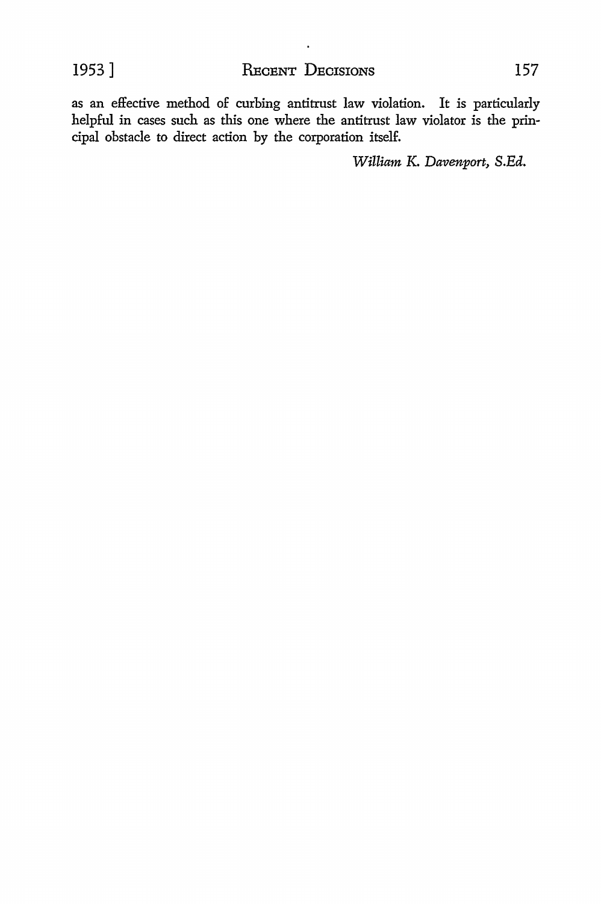as an effective method of curbing antitrust law violation. It is particularly helpful in cases such as this one where the antitrust law violator is the principal obstacle to direct action by the corporation itself.

*William K. Davenport, S.Ed.*